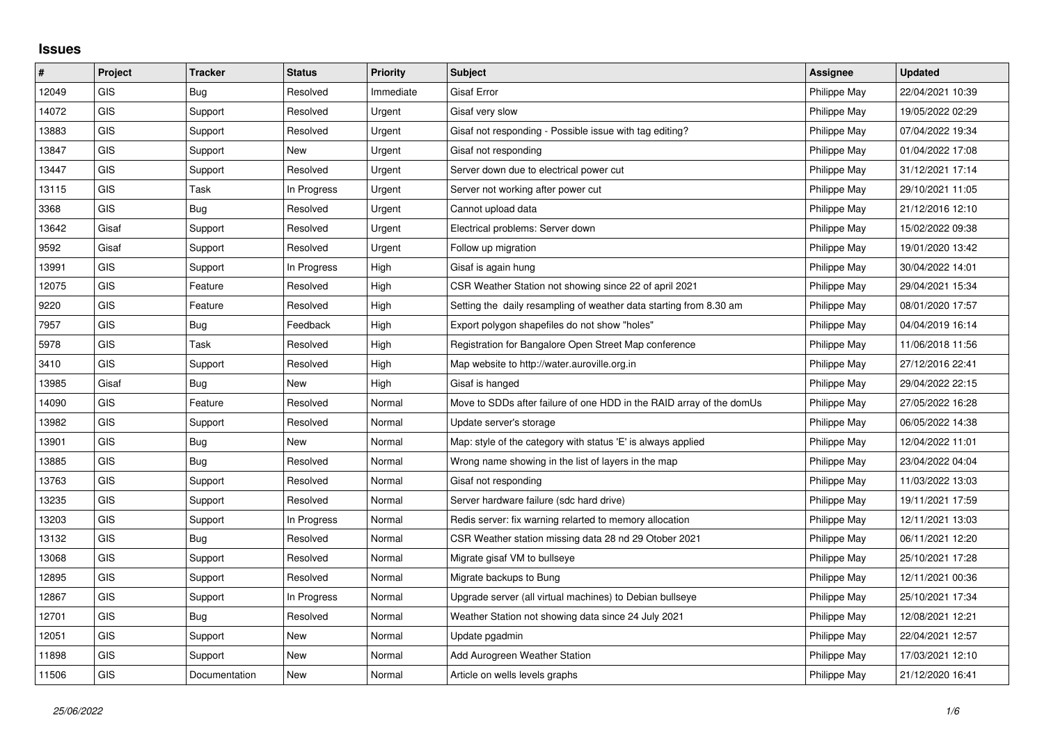# Issues

| # | Project | Tracker | Status | Priority | Subject | Assignee | Updated |
|---|---|---|---|---|---|---|---|
| 12049 | GIS | Bug | Resolved | Immediate | Gisaf Error | Philippe May | 22/04/2021 10:39 |
| 14072 | GIS | Support | Resolved | Urgent | Gisaf very slow | Philippe May | 19/05/2022 02:29 |
| 13883 | GIS | Support | Resolved | Urgent | Gisaf not responding - Possible issue with tag editing? | Philippe May | 07/04/2022 19:34 |
| 13847 | GIS | Support | New | Urgent | Gisaf not responding | Philippe May | 01/04/2022 17:08 |
| 13447 | GIS | Support | Resolved | Urgent | Server down due to electrical power cut | Philippe May | 31/12/2021 17:14 |
| 13115 | GIS | Task | In Progress | Urgent | Server not working after power cut | Philippe May | 29/10/2021 11:05 |
| 3368 | GIS | Bug | Resolved | Urgent | Cannot upload data | Philippe May | 21/12/2016 12:10 |
| 13642 | Gisaf | Support | Resolved | Urgent | Electrical problems: Server down | Philippe May | 15/02/2022 09:38 |
| 9592 | Gisaf | Support | Resolved | Urgent | Follow up migration | Philippe May | 19/01/2020 13:42 |
| 13991 | GIS | Support | In Progress | High | Gisaf is again hung | Philippe May | 30/04/2022 14:01 |
| 12075 | GIS | Feature | Resolved | High | CSR Weather Station not showing since 22 of april 2021 | Philippe May | 29/04/2021 15:34 |
| 9220 | GIS | Feature | Resolved | High | Setting the daily resampling of weather data starting from 8.30 am | Philippe May | 08/01/2020 17:57 |
| 7957 | GIS | Bug | Feedback | High | Export polygon shapefiles do not show "holes" | Philippe May | 04/04/2019 16:14 |
| 5978 | GIS | Task | Resolved | High | Registration for Bangalore Open Street Map conference | Philippe May | 11/06/2018 11:56 |
| 3410 | GIS | Support | Resolved | High | Map website to http://water.auroville.org.in | Philippe May | 27/12/2016 22:41 |
| 13985 | Gisaf | Bug | New | High | Gisaf is hanged | Philippe May | 29/04/2022 22:15 |
| 14090 | GIS | Feature | Resolved | Normal | Move to SDDs after failure of one HDD in the RAID array of the domUs | Philippe May | 27/05/2022 16:28 |
| 13982 | GIS | Support | Resolved | Normal | Update server's storage | Philippe May | 06/05/2022 14:38 |
| 13901 | GIS | Bug | New | Normal | Map: style of the category with status 'E' is always applied | Philippe May | 12/04/2022 11:01 |
| 13885 | GIS | Bug | Resolved | Normal | Wrong name showing in the list of layers in the map | Philippe May | 23/04/2022 04:04 |
| 13763 | GIS | Support | Resolved | Normal | Gisaf not responding | Philippe May | 11/03/2022 13:03 |
| 13235 | GIS | Support | Resolved | Normal | Server hardware failure (sdc hard drive) | Philippe May | 19/11/2021 17:59 |
| 13203 | GIS | Support | In Progress | Normal | Redis server: fix warning relarted to memory allocation | Philippe May | 12/11/2021 13:03 |
| 13132 | GIS | Bug | Resolved | Normal | CSR Weather station missing data 28 nd 29 Otober 2021 | Philippe May | 06/11/2021 12:20 |
| 13068 | GIS | Support | Resolved | Normal | Migrate gisaf VM to bullseye | Philippe May | 25/10/2021 17:28 |
| 12895 | GIS | Support | Resolved | Normal | Migrate backups to Bung | Philippe May | 12/11/2021 00:36 |
| 12867 | GIS | Support | In Progress | Normal | Upgrade server (all virtual machines) to Debian bullseye | Philippe May | 25/10/2021 17:34 |
| 12701 | GIS | Bug | Resolved | Normal | Weather Station not showing data since 24 July 2021 | Philippe May | 12/08/2021 12:21 |
| 12051 | GIS | Support | New | Normal | Update pgadmin | Philippe May | 22/04/2021 12:57 |
| 11898 | GIS | Support | New | Normal | Add Aurogreen Weather Station | Philippe May | 17/03/2021 12:10 |
| 11506 | GIS | Documentation | New | Normal | Article on wells levels graphs | Philippe May | 21/12/2020 16:41 |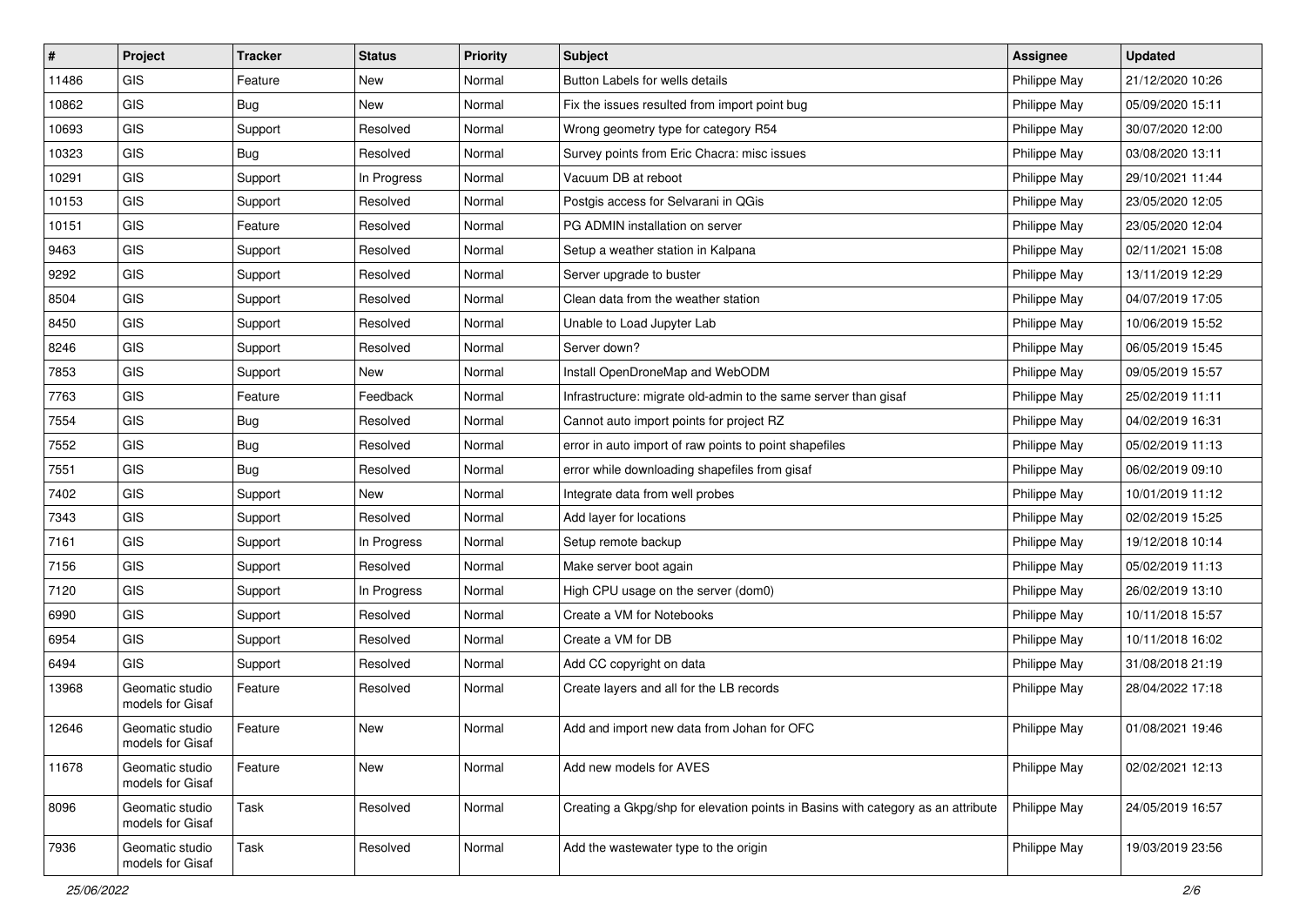| # | Project | Tracker | Status | Priority | Subject | Assignee | Updated |
|---|---|---|---|---|---|---|---|
| 11486 | GIS | Feature | New | Normal | Button Labels for wells details | Philippe May | 21/12/2020 10:26 |
| 10862 | GIS | Bug | New | Normal | Fix the issues resulted from import point bug | Philippe May | 05/09/2020 15:11 |
| 10693 | GIS | Support | Resolved | Normal | Wrong geometry type for category R54 | Philippe May | 30/07/2020 12:00 |
| 10323 | GIS | Bug | Resolved | Normal | Survey points from Eric Chacra: misc issues | Philippe May | 03/08/2020 13:11 |
| 10291 | GIS | Support | In Progress | Normal | Vacuum DB at reboot | Philippe May | 29/10/2021 11:44 |
| 10153 | GIS | Support | Resolved | Normal | Postgis access for Selvarani in QGis | Philippe May | 23/05/2020 12:05 |
| 10151 | GIS | Feature | Resolved | Normal | PG ADMIN installation on server | Philippe May | 23/05/2020 12:04 |
| 9463 | GIS | Support | Resolved | Normal | Setup a weather station in Kalpana | Philippe May | 02/11/2021 15:08 |
| 9292 | GIS | Support | Resolved | Normal | Server upgrade to buster | Philippe May | 13/11/2019 12:29 |
| 8504 | GIS | Support | Resolved | Normal | Clean data from the weather station | Philippe May | 04/07/2019 17:05 |
| 8450 | GIS | Support | Resolved | Normal | Unable to Load Jupyter Lab | Philippe May | 10/06/2019 15:52 |
| 8246 | GIS | Support | Resolved | Normal | Server down? | Philippe May | 06/05/2019 15:45 |
| 7853 | GIS | Support | New | Normal | Install OpenDroneMap and WebODM | Philippe May | 09/05/2019 15:57 |
| 7763 | GIS | Feature | Feedback | Normal | Infrastructure: migrate old-admin to the same server than gisaf | Philippe May | 25/02/2019 11:11 |
| 7554 | GIS | Bug | Resolved | Normal | Cannot auto import points for project RZ | Philippe May | 04/02/2019 16:31 |
| 7552 | GIS | Bug | Resolved | Normal | error in auto import of raw points to point shapefiles | Philippe May | 05/02/2019 11:13 |
| 7551 | GIS | Bug | Resolved | Normal | error while downloading shapefiles from gisaf | Philippe May | 06/02/2019 09:10 |
| 7402 | GIS | Support | New | Normal | Integrate data from well probes | Philippe May | 10/01/2019 11:12 |
| 7343 | GIS | Support | Resolved | Normal | Add layer for locations | Philippe May | 02/02/2019 15:25 |
| 7161 | GIS | Support | In Progress | Normal | Setup remote backup | Philippe May | 19/12/2018 10:14 |
| 7156 | GIS | Support | Resolved | Normal | Make server boot again | Philippe May | 05/02/2019 11:13 |
| 7120 | GIS | Support | In Progress | Normal | High CPU usage on the server (dom0) | Philippe May | 26/02/2019 13:10 |
| 6990 | GIS | Support | Resolved | Normal | Create a VM for Notebooks | Philippe May | 10/11/2018 15:57 |
| 6954 | GIS | Support | Resolved | Normal | Create a VM for DB | Philippe May | 10/11/2018 16:02 |
| 6494 | GIS | Support | Resolved | Normal | Add CC copyright on data | Philippe May | 31/08/2018 21:19 |
| 13968 | Geomatic studio models for Gisaf | Feature | Resolved | Normal | Create layers and all for the LB records | Philippe May | 28/04/2022 17:18 |
| 12646 | Geomatic studio models for Gisaf | Feature | New | Normal | Add and import new data from Johan for OFC | Philippe May | 01/08/2021 19:46 |
| 11678 | Geomatic studio models for Gisaf | Feature | New | Normal | Add new models for AVES | Philippe May | 02/02/2021 12:13 |
| 8096 | Geomatic studio models for Gisaf | Task | Resolved | Normal | Creating a Gkpg/shp for elevation points in Basins with category as an attribute | Philippe May | 24/05/2019 16:57 |
| 7936 | Geomatic studio models for Gisaf | Task | Resolved | Normal | Add the wastewater type to the origin | Philippe May | 19/03/2019 23:56 |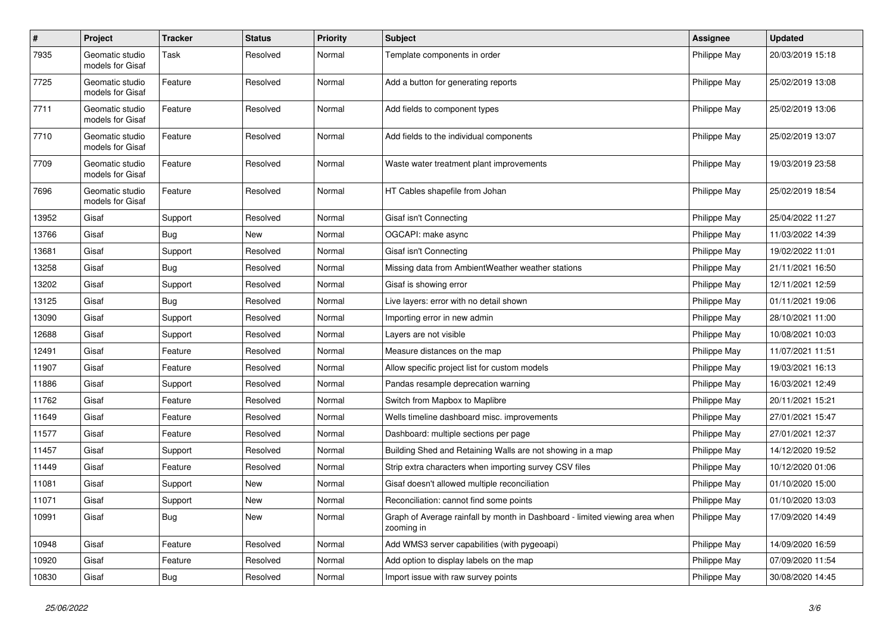| # | Project | Tracker | Status | Priority | Subject | Assignee | Updated |
|---|---|---|---|---|---|---|---|
| 7935 | Geomatic studio models for Gisaf | Task | Resolved | Normal | Template components in order | Philippe May | 20/03/2019 15:18 |
| 7725 | Geomatic studio models for Gisaf | Feature | Resolved | Normal | Add a button for generating reports | Philippe May | 25/02/2019 13:08 |
| 7711 | Geomatic studio models for Gisaf | Feature | Resolved | Normal | Add fields to component types | Philippe May | 25/02/2019 13:06 |
| 7710 | Geomatic studio models for Gisaf | Feature | Resolved | Normal | Add fields to the individual components | Philippe May | 25/02/2019 13:07 |
| 7709 | Geomatic studio models for Gisaf | Feature | Resolved | Normal | Waste water treatment plant improvements | Philippe May | 19/03/2019 23:58 |
| 7696 | Geomatic studio models for Gisaf | Feature | Resolved | Normal | HT Cables shapefile from Johan | Philippe May | 25/02/2019 18:54 |
| 13952 | Gisaf | Support | Resolved | Normal | Gisaf isn't Connecting | Philippe May | 25/04/2022 11:27 |
| 13766 | Gisaf | Bug | New | Normal | OGCAPI: make async | Philippe May | 11/03/2022 14:39 |
| 13681 | Gisaf | Support | Resolved | Normal | Gisaf isn't Connecting | Philippe May | 19/02/2022 11:01 |
| 13258 | Gisaf | Bug | Resolved | Normal | Missing data from AmbientWeather weather stations | Philippe May | 21/11/2021 16:50 |
| 13202 | Gisaf | Support | Resolved | Normal | Gisaf is showing error | Philippe May | 12/11/2021 12:59 |
| 13125 | Gisaf | Bug | Resolved | Normal | Live layers: error with no detail shown | Philippe May | 01/11/2021 19:06 |
| 13090 | Gisaf | Support | Resolved | Normal | Importing error in new admin | Philippe May | 28/10/2021 11:00 |
| 12688 | Gisaf | Support | Resolved | Normal | Layers are not visible | Philippe May | 10/08/2021 10:03 |
| 12491 | Gisaf | Feature | Resolved | Normal | Measure distances on the map | Philippe May | 11/07/2021 11:51 |
| 11907 | Gisaf | Feature | Resolved | Normal | Allow specific project list for custom models | Philippe May | 19/03/2021 16:13 |
| 11886 | Gisaf | Support | Resolved | Normal | Pandas resample deprecation warning | Philippe May | 16/03/2021 12:49 |
| 11762 | Gisaf | Feature | Resolved | Normal | Switch from Mapbox to Maplibre | Philippe May | 20/11/2021 15:21 |
| 11649 | Gisaf | Feature | Resolved | Normal | Wells timeline dashboard misc. improvements | Philippe May | 27/01/2021 15:47 |
| 11577 | Gisaf | Feature | Resolved | Normal | Dashboard: multiple sections per page | Philippe May | 27/01/2021 12:37 |
| 11457 | Gisaf | Support | Resolved | Normal | Building Shed and Retaining Walls are not showing in a map | Philippe May | 14/12/2020 19:52 |
| 11449 | Gisaf | Feature | Resolved | Normal | Strip extra characters when importing survey CSV files | Philippe May | 10/12/2020 01:06 |
| 11081 | Gisaf | Support | New | Normal | Gisaf doesn't allowed multiple reconciliation | Philippe May | 01/10/2020 15:00 |
| 11071 | Gisaf | Support | New | Normal | Reconciliation: cannot find some points | Philippe May | 01/10/2020 13:03 |
| 10991 | Gisaf | Bug | New | Normal | Graph of Average rainfall by month in Dashboard - limited viewing area when zooming in | Philippe May | 17/09/2020 14:49 |
| 10948 | Gisaf | Feature | Resolved | Normal | Add WMS3 server capabilities (with pygeoapi) | Philippe May | 14/09/2020 16:59 |
| 10920 | Gisaf | Feature | Resolved | Normal | Add option to display labels on the map | Philippe May | 07/09/2020 11:54 |
| 10830 | Gisaf | Bug | Resolved | Normal | Import issue with raw survey points | Philippe May | 30/08/2020 14:45 |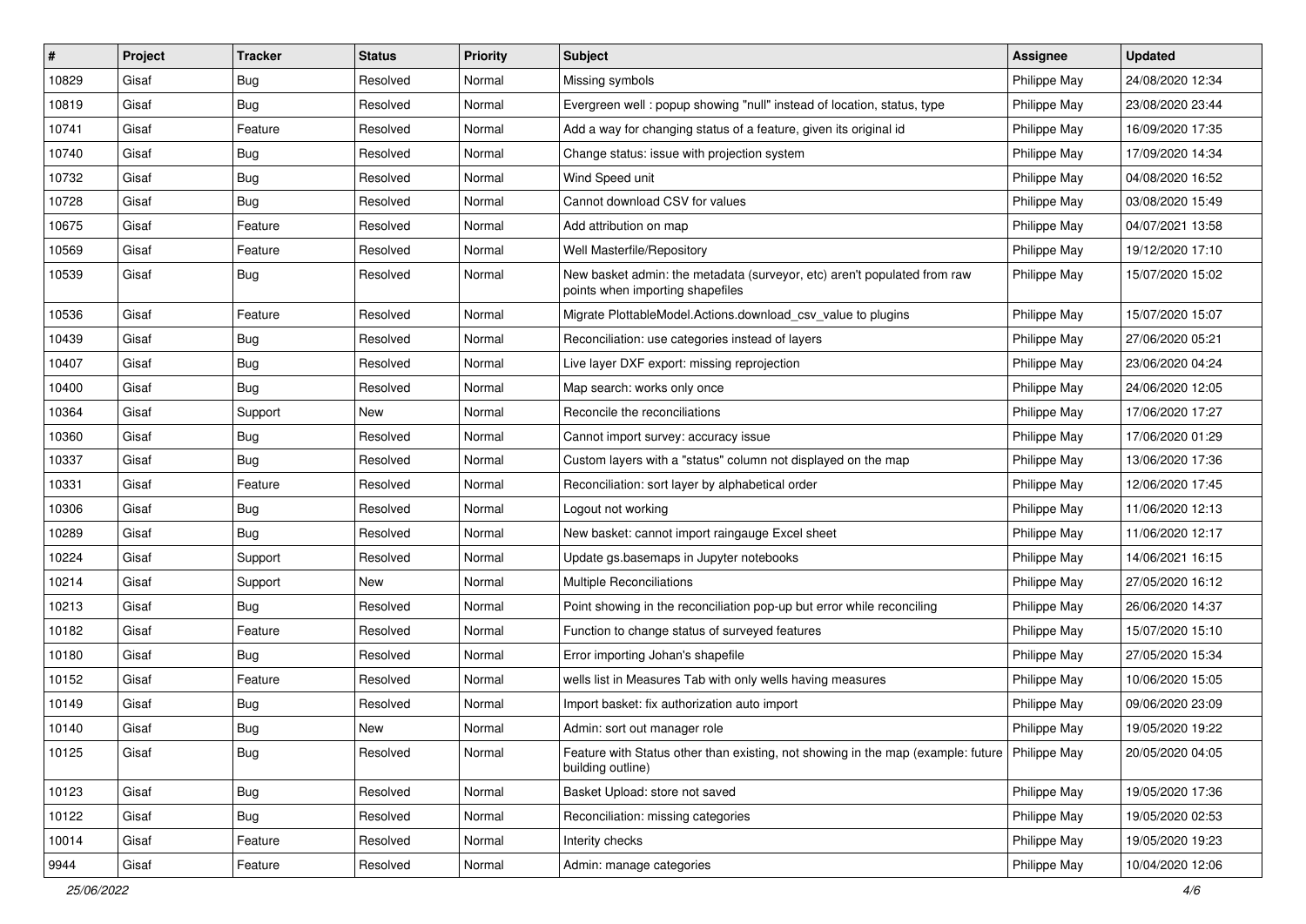| # | Project | Tracker | Status | Priority | Subject | Assignee | Updated |
|---|---|---|---|---|---|---|---|
| 10829 | Gisaf | Bug | Resolved | Normal | Missing symbols | Philippe May | 24/08/2020 12:34 |
| 10819 | Gisaf | Bug | Resolved | Normal | Evergreen well : popup showing "null" instead of location, status, type | Philippe May | 23/08/2020 23:44 |
| 10741 | Gisaf | Feature | Resolved | Normal | Add a way for changing status of a feature, given its original id | Philippe May | 16/09/2020 17:35 |
| 10740 | Gisaf | Bug | Resolved | Normal | Change status: issue with projection system | Philippe May | 17/09/2020 14:34 |
| 10732 | Gisaf | Bug | Resolved | Normal | Wind Speed unit | Philippe May | 04/08/2020 16:52 |
| 10728 | Gisaf | Bug | Resolved | Normal | Cannot download CSV for values | Philippe May | 03/08/2020 15:49 |
| 10675 | Gisaf | Feature | Resolved | Normal | Add attribution on map | Philippe May | 04/07/2021 13:58 |
| 10569 | Gisaf | Feature | Resolved | Normal | Well Masterfile/Repository | Philippe May | 19/12/2020 17:10 |
| 10539 | Gisaf | Bug | Resolved | Normal | New basket admin: the metadata (surveyor, etc) aren't populated from raw points when importing shapefiles | Philippe May | 15/07/2020 15:02 |
| 10536 | Gisaf | Feature | Resolved | Normal | Migrate PlottableModel.Actions.download_csv_value to plugins | Philippe May | 15/07/2020 15:07 |
| 10439 | Gisaf | Bug | Resolved | Normal | Reconciliation: use categories instead of layers | Philippe May | 27/06/2020 05:21 |
| 10407 | Gisaf | Bug | Resolved | Normal | Live layer DXF export: missing reprojection | Philippe May | 23/06/2020 04:24 |
| 10400 | Gisaf | Bug | Resolved | Normal | Map search: works only once | Philippe May | 24/06/2020 12:05 |
| 10364 | Gisaf | Support | New | Normal | Reconcile the reconciliations | Philippe May | 17/06/2020 17:27 |
| 10360 | Gisaf | Bug | Resolved | Normal | Cannot import survey: accuracy issue | Philippe May | 17/06/2020 01:29 |
| 10337 | Gisaf | Bug | Resolved | Normal | Custom layers with a "status" column not displayed on the map | Philippe May | 13/06/2020 17:36 |
| 10331 | Gisaf | Feature | Resolved | Normal | Reconciliation: sort layer by alphabetical order | Philippe May | 12/06/2020 17:45 |
| 10306 | Gisaf | Bug | Resolved | Normal | Logout not working | Philippe May | 11/06/2020 12:13 |
| 10289 | Gisaf | Bug | Resolved | Normal | New basket: cannot import raingauge Excel sheet | Philippe May | 11/06/2020 12:17 |
| 10224 | Gisaf | Support | Resolved | Normal | Update gs.basemaps in Jupyter notebooks | Philippe May | 14/06/2021 16:15 |
| 10214 | Gisaf | Support | New | Normal | Multiple Reconciliations | Philippe May | 27/05/2020 16:12 |
| 10213 | Gisaf | Bug | Resolved | Normal | Point showing in the reconciliation pop-up but error while reconciling | Philippe May | 26/06/2020 14:37 |
| 10182 | Gisaf | Feature | Resolved | Normal | Function to change status of surveyed features | Philippe May | 15/07/2020 15:10 |
| 10180 | Gisaf | Bug | Resolved | Normal | Error importing Johan's shapefile | Philippe May | 27/05/2020 15:34 |
| 10152 | Gisaf | Feature | Resolved | Normal | wells list in Measures Tab with only wells having measures | Philippe May | 10/06/2020 15:05 |
| 10149 | Gisaf | Bug | Resolved | Normal | Import basket: fix authorization auto import | Philippe May | 09/06/2020 23:09 |
| 10140 | Gisaf | Bug | New | Normal | Admin: sort out manager role | Philippe May | 19/05/2020 19:22 |
| 10125 | Gisaf | Bug | Resolved | Normal | Feature with Status other than existing, not showing in the map (example: future building outline) | Philippe May | 20/05/2020 04:05 |
| 10123 | Gisaf | Bug | Resolved | Normal | Basket Upload: store not saved | Philippe May | 19/05/2020 17:36 |
| 10122 | Gisaf | Bug | Resolved | Normal | Reconciliation: missing categories | Philippe May | 19/05/2020 02:53 |
| 10014 | Gisaf | Feature | Resolved | Normal | Interity checks | Philippe May | 19/05/2020 19:23 |
| 9944 | Gisaf | Feature | Resolved | Normal | Admin: manage categories | Philippe May | 10/04/2020 12:06 |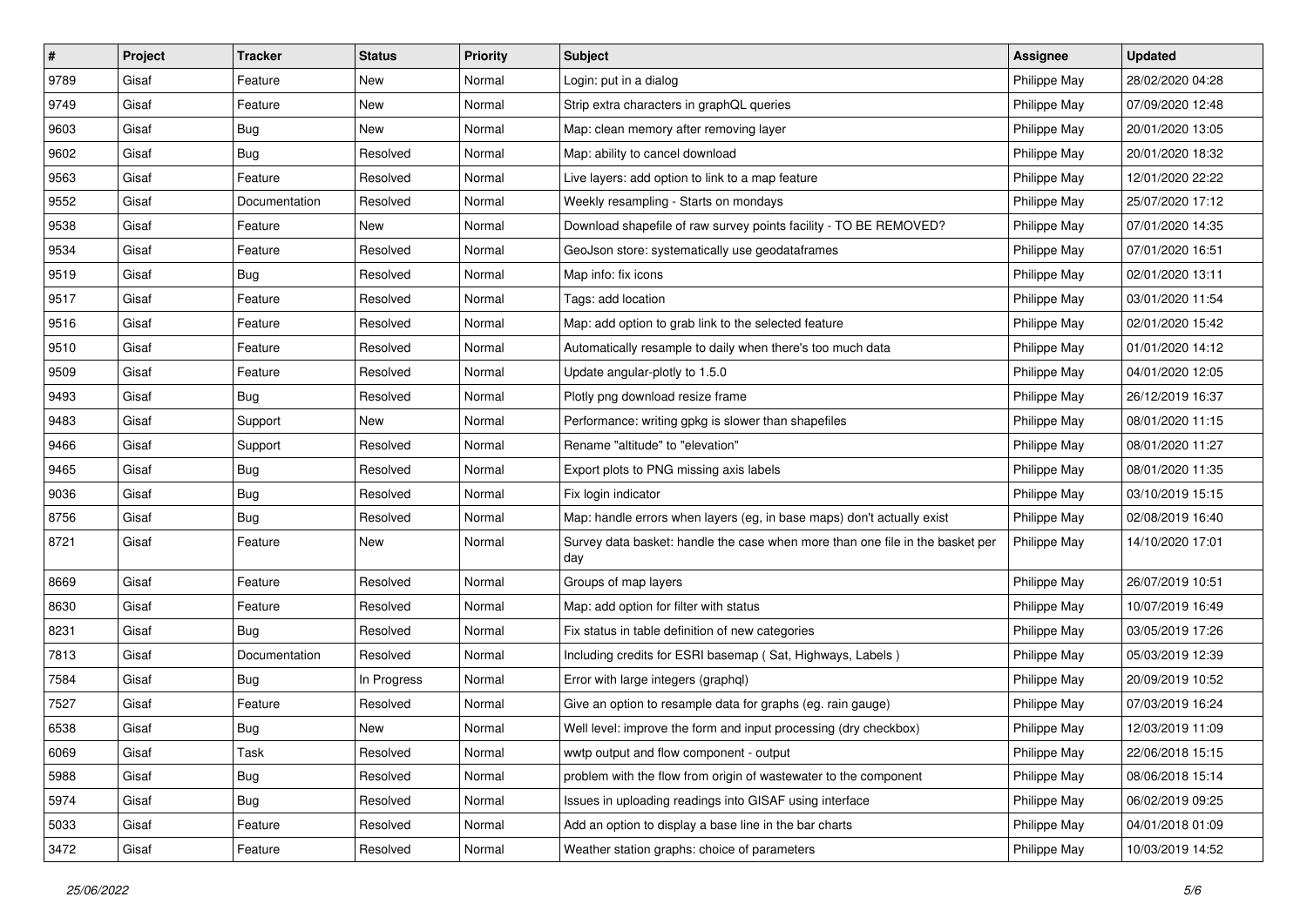| # | Project | Tracker | Status | Priority | Subject | Assignee | Updated |
|---|---|---|---|---|---|---|---|
| 9789 | Gisaf | Feature | New | Normal | Login: put in a dialog | Philippe May | 28/02/2020 04:28 |
| 9749 | Gisaf | Feature | New | Normal | Strip extra characters in graphQL queries | Philippe May | 07/09/2020 12:48 |
| 9603 | Gisaf | Bug | New | Normal | Map: clean memory after removing layer | Philippe May | 20/01/2020 13:05 |
| 9602 | Gisaf | Bug | Resolved | Normal | Map: ability to cancel download | Philippe May | 20/01/2020 18:32 |
| 9563 | Gisaf | Feature | Resolved | Normal | Live layers: add option to link to a map feature | Philippe May | 12/01/2020 22:22 |
| 9552 | Gisaf | Documentation | Resolved | Normal | Weekly resampling - Starts on mondays | Philippe May | 25/07/2020 17:12 |
| 9538 | Gisaf | Feature | New | Normal | Download shapefile of raw survey points facility - TO BE REMOVED? | Philippe May | 07/01/2020 14:35 |
| 9534 | Gisaf | Feature | Resolved | Normal | GeoJson store: systematically use geodataframes | Philippe May | 07/01/2020 16:51 |
| 9519 | Gisaf | Bug | Resolved | Normal | Map info: fix icons | Philippe May | 02/01/2020 13:11 |
| 9517 | Gisaf | Feature | Resolved | Normal | Tags: add location | Philippe May | 03/01/2020 11:54 |
| 9516 | Gisaf | Feature | Resolved | Normal | Map: add option to grab link to the selected feature | Philippe May | 02/01/2020 15:42 |
| 9510 | Gisaf | Feature | Resolved | Normal | Automatically resample to daily when there's too much data | Philippe May | 01/01/2020 14:12 |
| 9509 | Gisaf | Feature | Resolved | Normal | Update angular-plotly to 1.5.0 | Philippe May | 04/01/2020 12:05 |
| 9493 | Gisaf | Bug | Resolved | Normal | Plotly png download resize frame | Philippe May | 26/12/2019 16:37 |
| 9483 | Gisaf | Support | New | Normal | Performance: writing gpkg is slower than shapefiles | Philippe May | 08/01/2020 11:15 |
| 9466 | Gisaf | Support | Resolved | Normal | Rename "altitude" to "elevation" | Philippe May | 08/01/2020 11:27 |
| 9465 | Gisaf | Bug | Resolved | Normal | Export plots to PNG missing axis labels | Philippe May | 08/01/2020 11:35 |
| 9036 | Gisaf | Bug | Resolved | Normal | Fix login indicator | Philippe May | 03/10/2019 15:15 |
| 8756 | Gisaf | Bug | Resolved | Normal | Map: handle errors when layers (eg, in base maps) don't actually exist | Philippe May | 02/08/2019 16:40 |
| 8721 | Gisaf | Feature | New | Normal | Survey data basket: handle the case when more than one file in the basket per day | Philippe May | 14/10/2020 17:01 |
| 8669 | Gisaf | Feature | Resolved | Normal | Groups of map layers | Philippe May | 26/07/2019 10:51 |
| 8630 | Gisaf | Feature | Resolved | Normal | Map: add option for filter with status | Philippe May | 10/07/2019 16:49 |
| 8231 | Gisaf | Bug | Resolved | Normal | Fix status in table definition of new categories | Philippe May | 03/05/2019 17:26 |
| 7813 | Gisaf | Documentation | Resolved | Normal | Including credits for ESRI basemap ( Sat, Highways, Labels ) | Philippe May | 05/03/2019 12:39 |
| 7584 | Gisaf | Bug | In Progress | Normal | Error with large integers (graphql) | Philippe May | 20/09/2019 10:52 |
| 7527 | Gisaf | Feature | Resolved | Normal | Give an option to resample data for graphs (eg. rain gauge) | Philippe May | 07/03/2019 16:24 |
| 6538 | Gisaf | Bug | New | Normal | Well level: improve the form and input processing (dry checkbox) | Philippe May | 12/03/2019 11:09 |
| 6069 | Gisaf | Task | Resolved | Normal | wwtp output and flow component - output | Philippe May | 22/06/2018 15:15 |
| 5988 | Gisaf | Bug | Resolved | Normal | problem with the flow from origin of wastewater to the component | Philippe May | 08/06/2018 15:14 |
| 5974 | Gisaf | Bug | Resolved | Normal | Issues in uploading readings into GISAF using interface | Philippe May | 06/02/2019 09:25 |
| 5033 | Gisaf | Feature | Resolved | Normal | Add an option to display a base line in the bar charts | Philippe May | 04/01/2018 01:09 |
| 3472 | Gisaf | Feature | Resolved | Normal | Weather station graphs: choice of parameters | Philippe May | 10/03/2019 14:52 |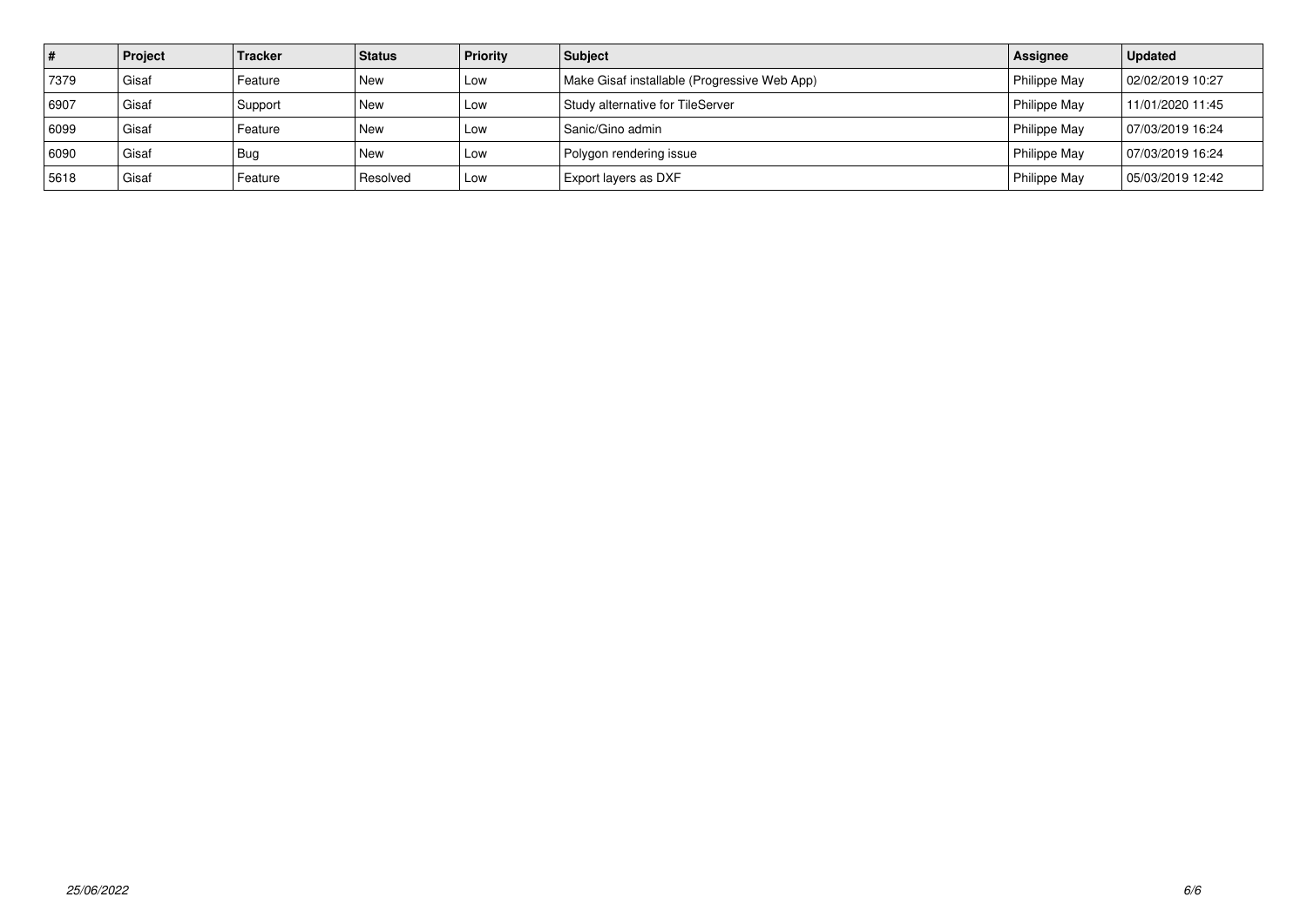| # | Project | Tracker | Status | Priority | Subject | Assignee | Updated |
|---|---|---|---|---|---|---|---|
| 7379 | Gisaf | Feature | New | Low | Make Gisaf installable (Progressive Web App) | Philippe May | 02/02/2019 10:27 |
| 6907 | Gisaf | Support | New | Low | Study alternative for TileServer | Philippe May | 11/01/2020 11:45 |
| 6099 | Gisaf | Feature | New | Low | Sanic/Gino admin | Philippe May | 07/03/2019 16:24 |
| 6090 | Gisaf | Bug | New | Low | Polygon rendering issue | Philippe May | 07/03/2019 16:24 |
| 5618 | Gisaf | Feature | Resolved | Low | Export layers as DXF | Philippe May | 05/03/2019 12:42 |